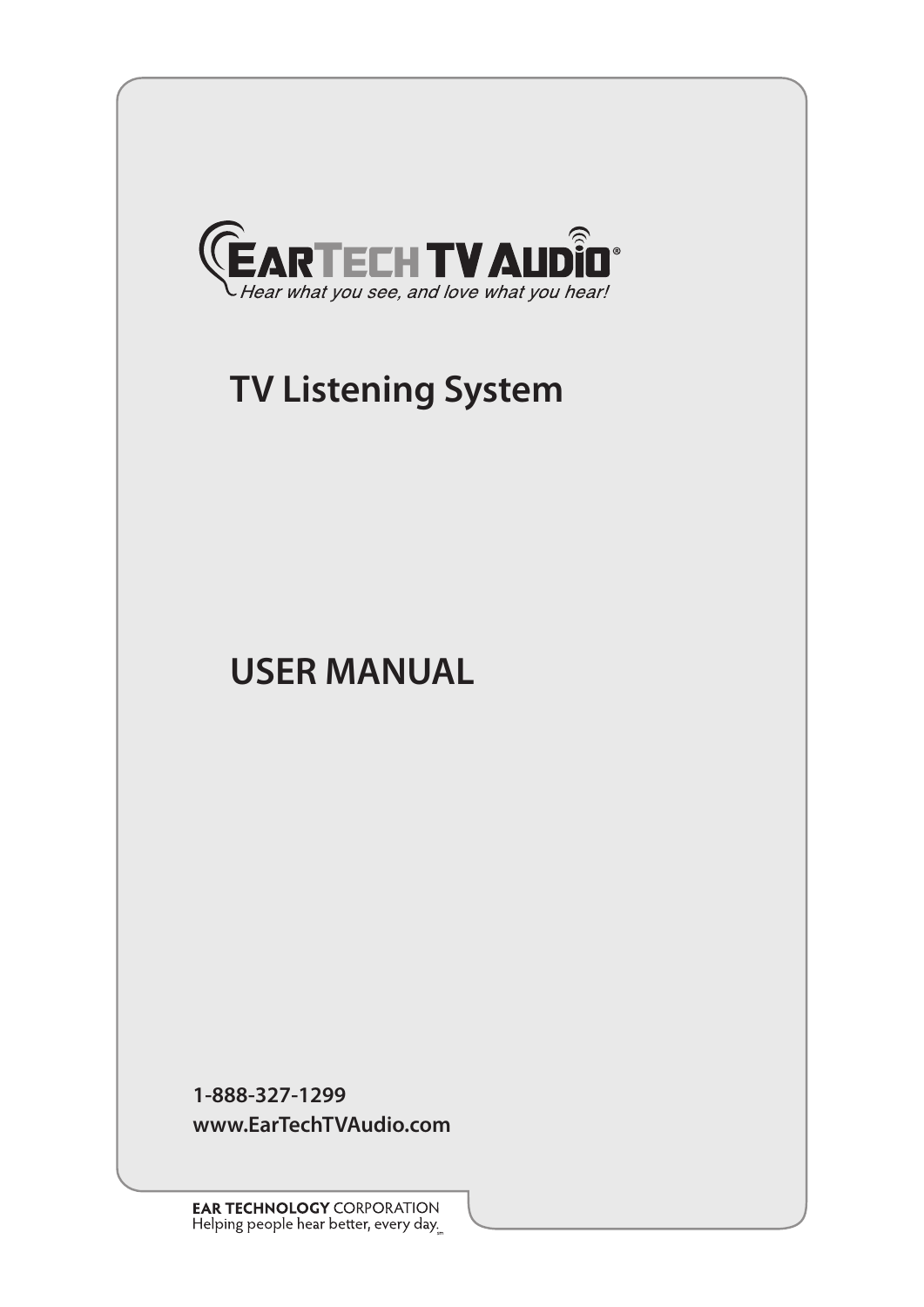EarTech TV Audio®

*Hear what you see, and love what you hear!*

# TV Listening System

# USER MANUAL

**1-888-327-1299**
**www.EarTechTVAudio.com**

**EAR TECHNOLOGY** CORPORATION
Helping people hear better, every day.℠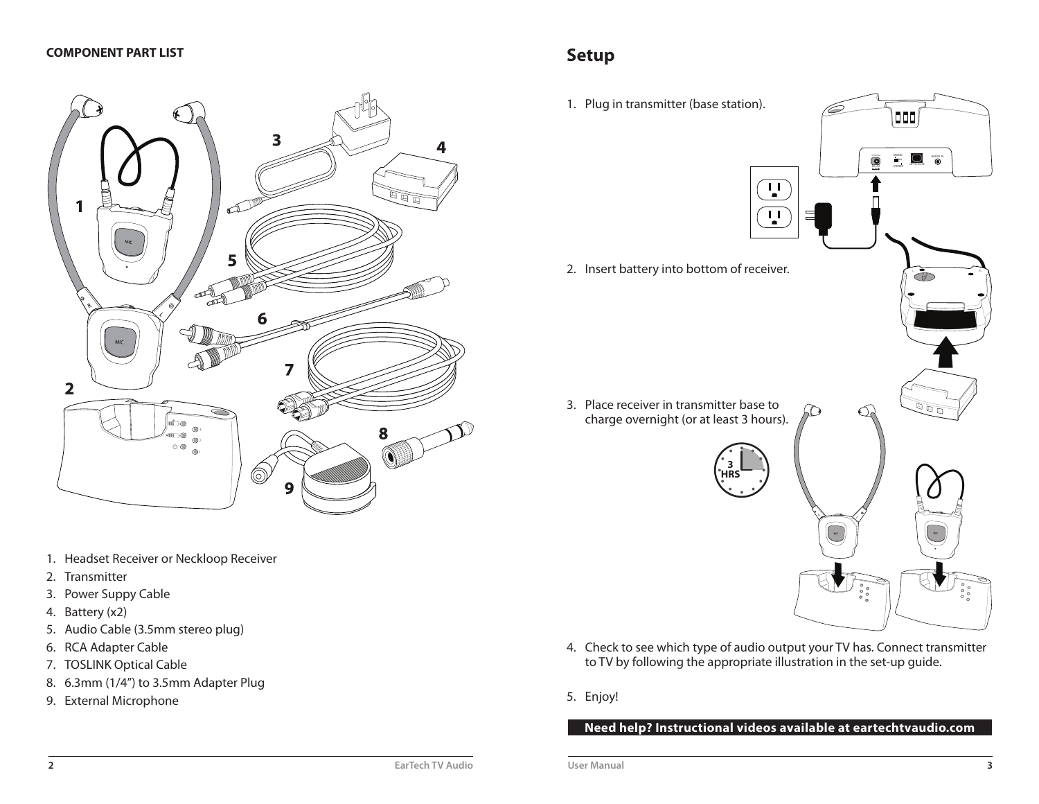**COMPONENT PART LIST**

1. Headset Receiver or Neckloop Receiver
2. Transmitter
3. Power Suppy Cable
4. Battery (x2)
5. Audio Cable (3.5mm stereo plug)
6. RCA Adapter Cable
7. TOSLINK Optical Cable
8. 6.3mm (1/4″) to 3.5mm Adapter Plug
9. External Microphone

# Setup

1. Plug in transmitter (base station).
2. Insert battery into bottom of receiver.
3. Place receiver in transmitter base to charge overnight (or at least 3 hours).
4. Check to see which type of audio output your TV has. Connect transmitter to TV by following the appropriate illustration in the set-up guide.
5. Enjoy!

**Need help? Instructional videos available at eartechtvaudio.com**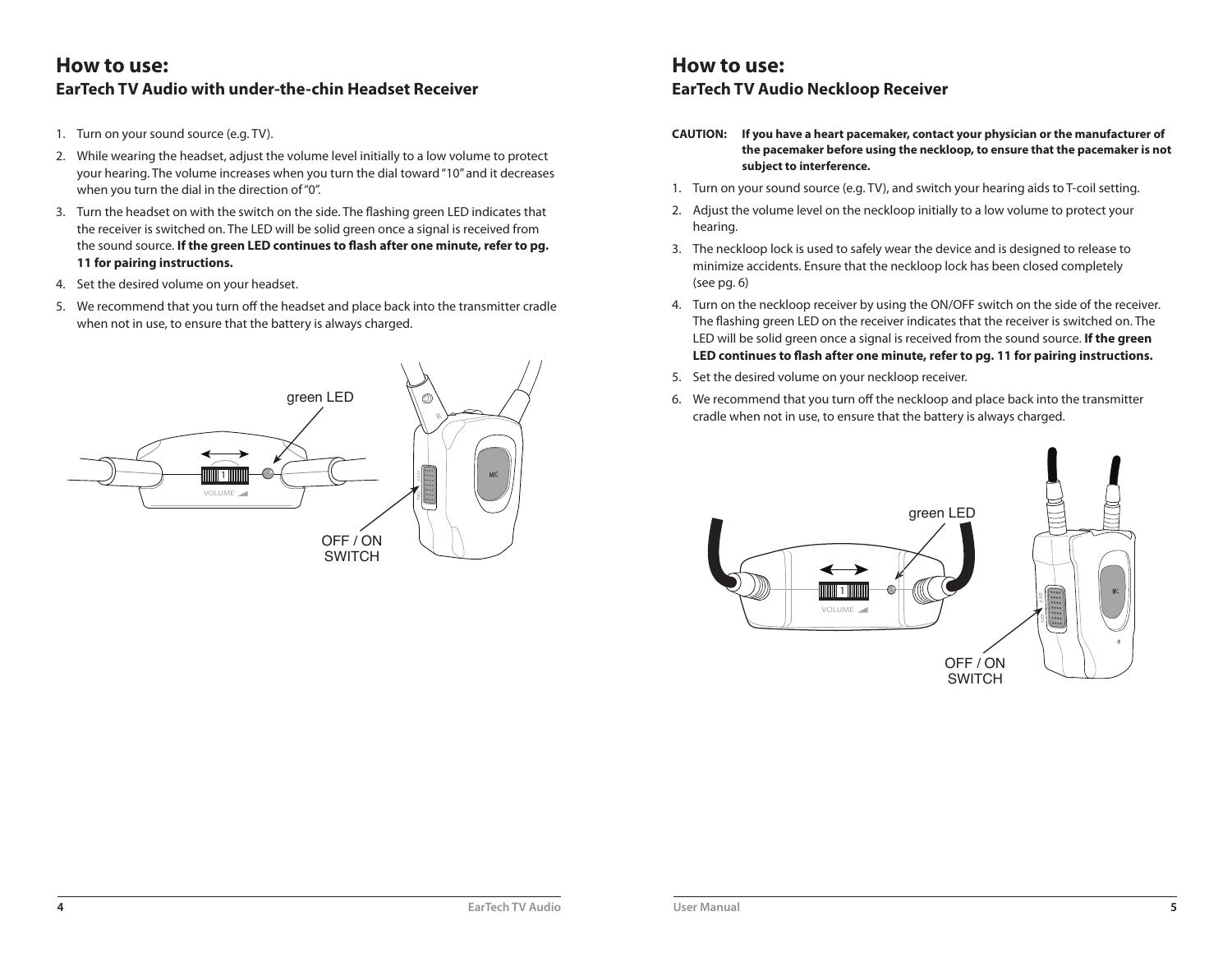# How to use:

## EarTech TV Audio with under-the-chin Headset Receiver

1. Turn on your sound source (e.g. TV).
2. While wearing the headset, adjust the volume level initially to a low volume to protect your hearing. The volume increases when you turn the dial toward "10" and it decreases when you turn the dial in the direction of "0".
3. Turn the headset on with the switch on the side. The flashing green LED indicates that the receiver is switched on. The LED will be solid green once a signal is received from the sound source. **If the green LED continues to flash after one minute, refer to pg. 11 for pairing instructions.**
4. Set the desired volume on your headset.
5. We recommend that you turn off the headset and place back into the transmitter cradle when not in use, to ensure that the battery is always charged.

green LED

OFF / ON SWITCH

# How to use:

## EarTech TV Audio Neckloop Receiver

**CAUTION:** **If you have a heart pacemaker, contact your physician or the manufacturer of the pacemaker before using the neckloop, to ensure that the pacemaker is not subject to interference.**

1. Turn on your sound source (e.g. TV), and switch your hearing aids to T-coil setting.
2. Adjust the volume level on the neckloop initially to a low volume to protect your hearing.
3. The neckloop lock is used to safely wear the device and is designed to release to minimize accidents. Ensure that the neckloop lock has been closed completely (see pg. 6)
4. Turn on the neckloop receiver by using the ON/OFF switch on the side of the receiver. The flashing green LED on the receiver indicates that the receiver is switched on. The LED will be solid green once a signal is received from the sound source. **If the green LED continues to flash after one minute, refer to pg. 11 for pairing instructions.**
5. Set the desired volume on your neckloop receiver.
6. We recommend that you turn off the neckloop and place back into the transmitter cradle when not in use, to ensure that the battery is always charged.

green LED

OFF / ON SWITCH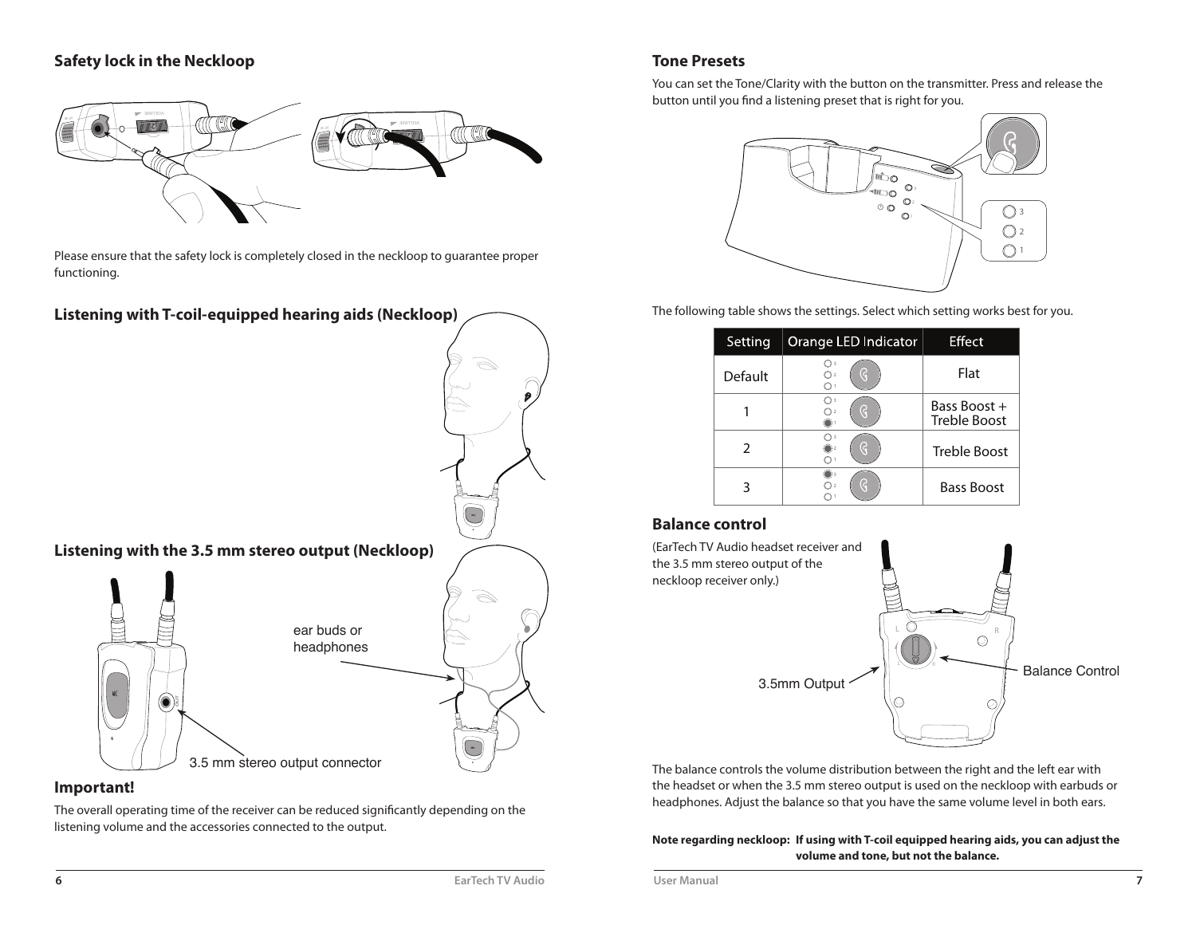## Safety lock in the Neckloop

Please ensure that the safety lock is completely closed in the neckloop to guarantee proper functioning.

## Listening with T-coil-equipped hearing aids (Neckloop)

## Listening with the 3.5 mm stereo output (Neckloop)

ear buds or headphones

3.5 mm stereo output connector

## Important!

The overall operating time of the receiver can be reduced significantly depending on the listening volume and the accessories connected to the output.

## Tone Presets

You can set the Tone/Clarity with the button on the transmitter. Press and release the button until you find a listening preset that is right for you.

The following table shows the settings. Select which setting works best for you.

| Setting | Orange LED Indicator | Effect |
|---|---|---|
| Default | | Flat |
| 1 | 1 | Bass Boost + Treble Boost |
| 2 | 2 | Treble Boost |
| 3 | 3 | Bass Boost |

## Balance control

(EarTech TV Audio headset receiver and the 3.5 mm stereo output of the neckloop receiver only.)

3.5mm Output

Balance Control

The balance controls the volume distribution between the right and the left ear with the headset or when the 3.5 mm stereo output is used on the neckloop with earbuds or headphones. Adjust the balance so that you have the same volume level in both ears.

**Note regarding neckloop: If using with T-coil equipped hearing aids, you can adjust the volume and tone, but not the balance.**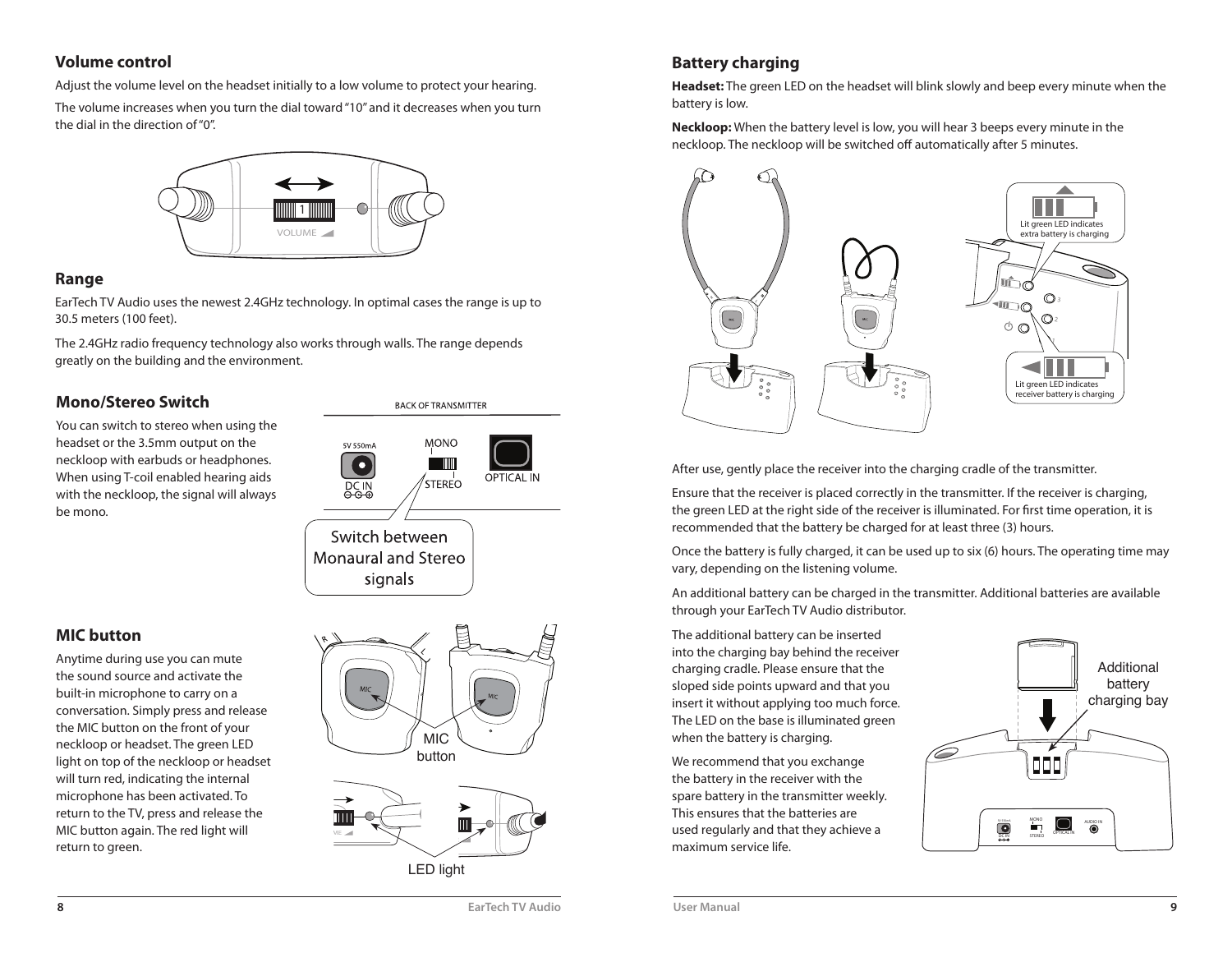## Volume control

Adjust the volume level on the headset initially to a low volume to protect your hearing.

The volume increases when you turn the dial toward "10" and it decreases when you turn the dial in the direction of "0".

## Range

EarTech TV Audio uses the newest 2.4GHz technology. In optimal cases the range is up to 30.5 meters (100 feet).

The 2.4GHz radio frequency technology also works through walls. The range depends greatly on the building and the environment.

## Mono/Stereo Switch

You can switch to stereo when using the headset or the 3.5mm output on the neckloop with earbuds or headphones. When using T-coil enabled hearing aids with the neckloop, the signal will always be mono.

## MIC button

Anytime during use you can mute the sound source and activate the built-in microphone to carry on a conversation. Simply press and release the MIC button on the front of your neckloop or headset. The green LED light on top of the neckloop or headset will turn red, indicating the internal microphone has been activated. To return to the TV, press and release the MIC button again. The red light will return to green.

## Battery charging

**Headset:** The green LED on the headset will blink slowly and beep every minute when the battery is low.

**Neckloop:** When the battery level is low, you will hear 3 beeps every minute in the neckloop. The neckloop will be switched off automatically after 5 minutes.

After use, gently place the receiver into the charging cradle of the transmitter.

Ensure that the receiver is placed correctly in the transmitter. If the receiver is charging, the green LED at the right side of the receiver is illuminated. For first time operation, it is recommended that the battery be charged for at least three (3) hours.

Once the battery is fully charged, it can be used up to six (6) hours. The operating time may vary, depending on the listening volume.

An additional battery can be charged in the transmitter. Additional batteries are available through your EarTech TV Audio distributor.

The additional battery can be inserted into the charging bay behind the receiver charging cradle. Please ensure that the sloped side points upward and that you insert it without applying too much force. The LED on the base is illuminated green when the battery is charging.

We recommend that you exchange the battery in the receiver with the spare battery in the transmitter weekly. This ensures that the batteries are used regularly and that they achieve a maximum service life.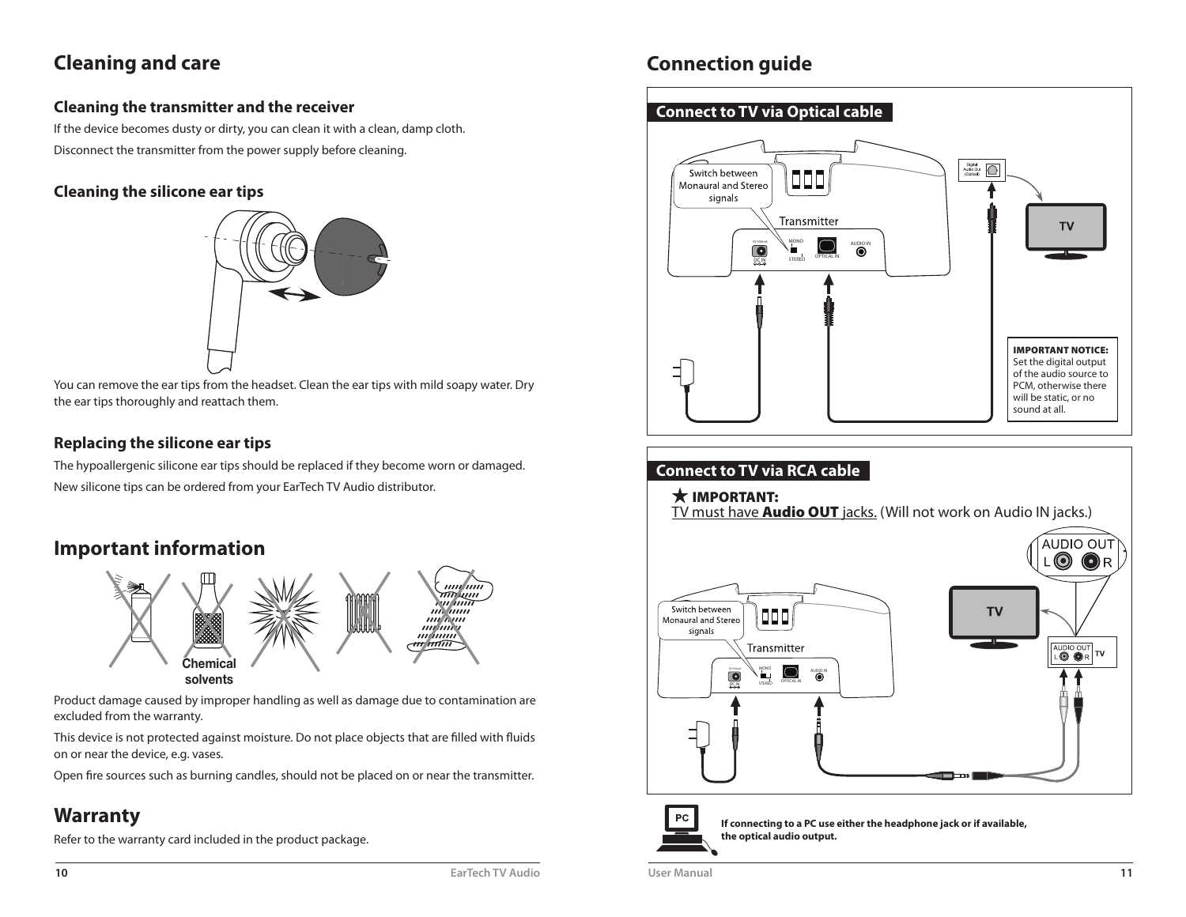# Cleaning and care

## Cleaning the transmitter and the receiver

If the device becomes dusty or dirty, you can clean it with a clean, damp cloth.

Disconnect the transmitter from the power supply before cleaning.

## Cleaning the silicone ear tips

You can remove the ear tips from the headset. Clean the ear tips with mild soapy water. Dry the ear tips thoroughly and reattach them.

## Replacing the silicone ear tips

The hypoallergenic silicone ear tips should be replaced if they become worn or damaged.

New silicone tips can be ordered from your EarTech TV Audio distributor.

# Important information

Chemical solvents

Product damage caused by improper handling as well as damage due to contamination are excluded from the warranty.

This device is not protected against moisture. Do not place objects that are filled with fluids on or near the device, e.g. vases.

Open fire sources such as burning candles, should not be placed on or near the transmitter.

# Warranty

Refer to the warranty card included in the product package.

# Connection guide

## Connect to TV via Optical cable

Switch between Monaural and Stereo signals

Transmitter

DC IN MONO STEREO OPTICAL IN AUDIO IN

Digital Audio Out (Optical)

TV

**IMPORTANT NOTICE:** Set the digital output of the audio source to PCM, otherwise there will be static, or no sound at all.

## Connect to TV via RCA cable

★ **IMPORTANT:**
TV must have **Audio OUT** jacks. (Will not work on Audio IN jacks.)

AUDIO OUT L R

Switch between Monaural and Stereo signals

Transmitter

TV

PC

**If connecting to a PC use either the headphone jack or if available, the optical audio output.**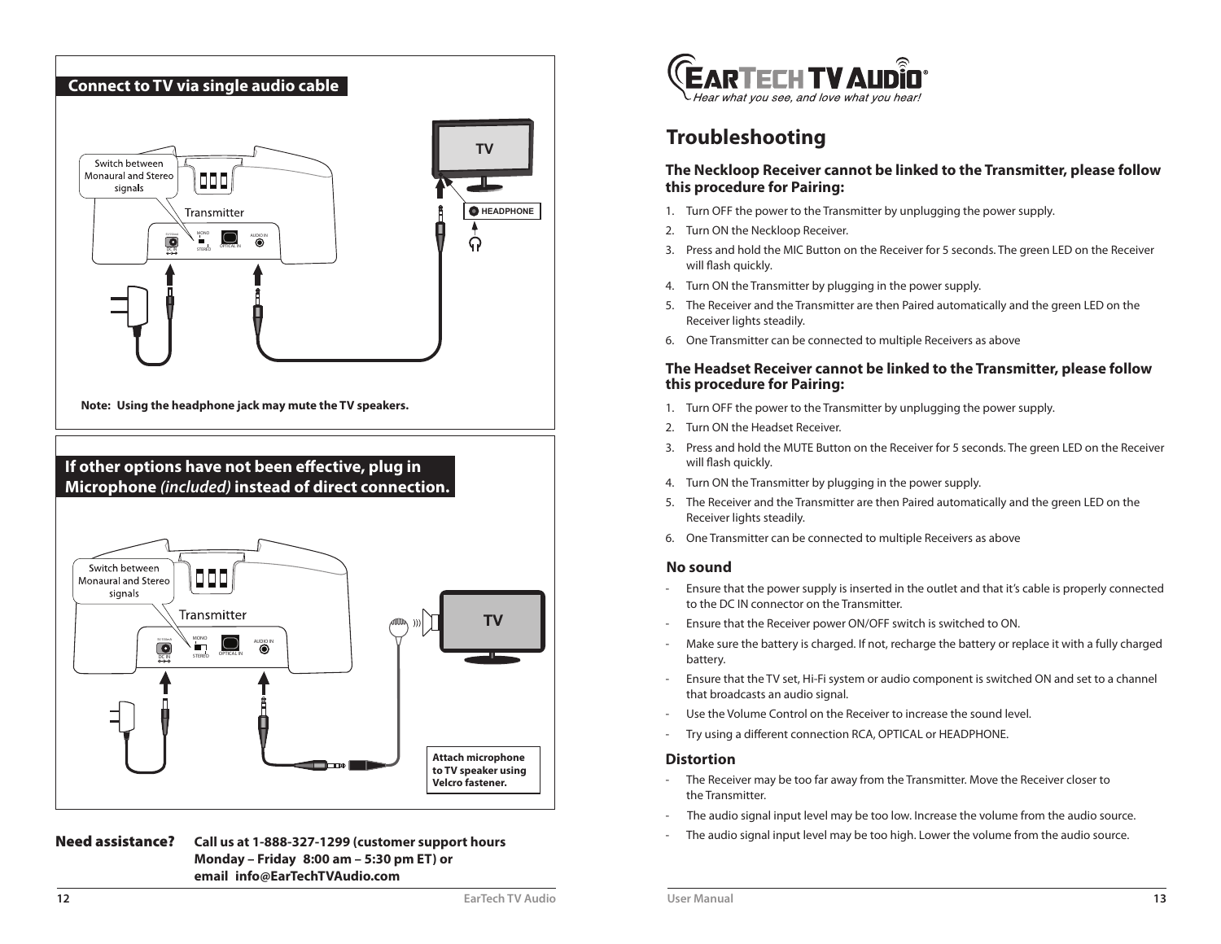## Connect to TV via single audio cable

Switch between Monaural and Stereo signals

Transmitter

TV

HEADPHONE

**Note: Using the headphone jack may mute the TV speakers.**

## If other options have not been effective, plug in Microphone *(included)* instead of direct connection.

Switch between Monaural and Stereo signals

Transmitter

TV

**Attach microphone to TV speaker using Velcro fastener.**

**Need assistance?** **Call us at 1-888-327-1299 (customer support hours Monday – Friday 8:00 am – 5:30 pm ET) or email info@EarTechTVAudio.com**

EarTech TV Audio
*Hear what you see, and love what you hear!*

# Troubleshooting

### The Neckloop Receiver cannot be linked to the Transmitter, please follow this procedure for Pairing:

1. Turn OFF the power to the Transmitter by unplugging the power supply.
2. Turn ON the Neckloop Receiver.
3. Press and hold the MIC Button on the Receiver for 5 seconds. The green LED on the Receiver will flash quickly.
4. Turn ON the Transmitter by plugging in the power supply.
5. The Receiver and the Transmitter are then Paired automatically and the green LED on the Receiver lights steadily.
6. One Transmitter can be connected to multiple Receivers as above

### The Headset Receiver cannot be linked to the Transmitter, please follow this procedure for Pairing:

1. Turn OFF the power to the Transmitter by unplugging the power supply.
2. Turn ON the Headset Receiver.
3. Press and hold the MUTE Button on the Receiver for 5 seconds. The green LED on the Receiver will flash quickly.
4. Turn ON the Transmitter by plugging in the power supply.
5. The Receiver and the Transmitter are then Paired automatically and the green LED on the Receiver lights steadily.
6. One Transmitter can be connected to multiple Receivers as above

### No sound

- Ensure that the power supply is inserted in the outlet and that it's cable is properly connected to the DC IN connector on the Transmitter.
- Ensure that the Receiver power ON/OFF switch is switched to ON.
- Make sure the battery is charged. If not, recharge the battery or replace it with a fully charged battery.
- Ensure that the TV set, Hi-Fi system or audio component is switched ON and set to a channel that broadcasts an audio signal.
- Use the Volume Control on the Receiver to increase the sound level.
- Try using a different connection RCA, OPTICAL or HEADPHONE.

### Distortion

- The Receiver may be too far away from the Transmitter. Move the Receiver closer to the Transmitter.
- The audio signal input level may be too low. Increase the volume from the audio source.
- The audio signal input level may be too high. Lower the volume from the audio source.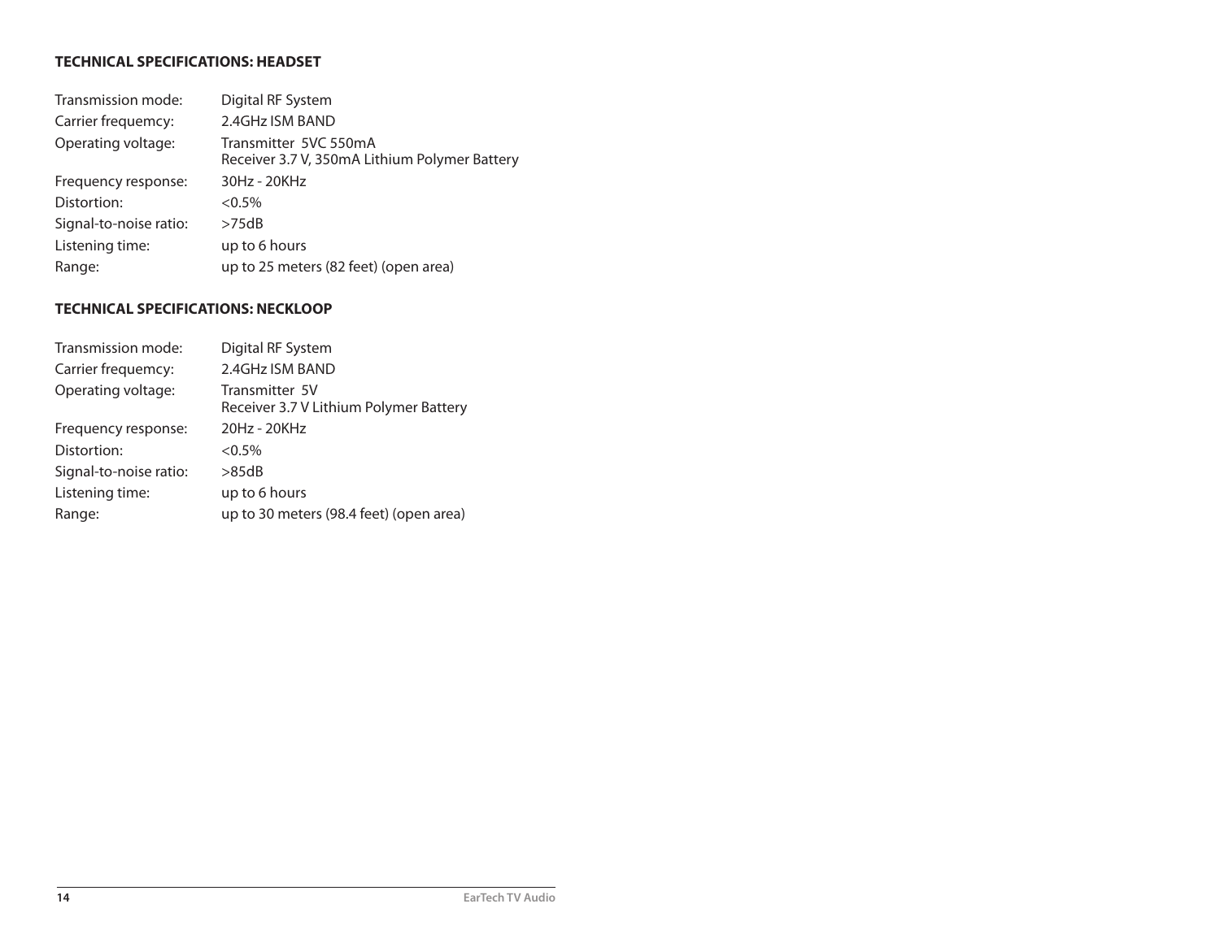## TECHNICAL SPECIFICATIONS: HEADSET

| | |
|---|---|
| Transmission mode: | Digital RF System |
| Carrier frequemcy: | 2.4GHz ISM BAND |
| Operating voltage: | Transmitter 5VC 550mA<br>Receiver 3.7 V, 350mA Lithium Polymer Battery |
| Frequency response: | 30Hz - 20KHz |
| Distortion: | <0.5% |
| Signal-to-noise ratio: | >75dB |
| Listening time: | up to 6 hours |
| Range: | up to 25 meters (82 feet) (open area) |

## TECHNICAL SPECIFICATIONS: NECKLOOP

| | |
|---|---|
| Transmission mode: | Digital RF System |
| Carrier frequemcy: | 2.4GHz ISM BAND |
| Operating voltage: | Transmitter 5V<br>Receiver 3.7 V Lithium Polymer Battery |
| Frequency response: | 20Hz - 20KHz |
| Distortion: | <0.5% |
| Signal-to-noise ratio: | >85dB |
| Listening time: | up to 6 hours |
| Range: | up to 30 meters (98.4 feet) (open area) |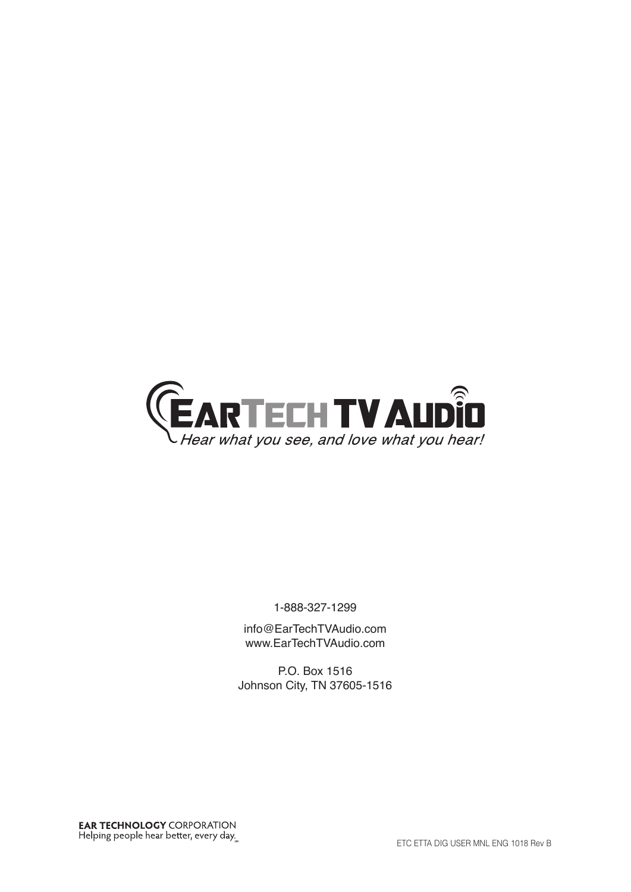EarTech TV Audio

*Hear what you see, and love what you hear!*

1-888-327-1299

info@EarTechTVAudio.com
www.EarTechTVAudio.com

P.O. Box 1516
Johnson City, TN 37605-1516

**EAR TECHNOLOGY** CORPORATION
Helping people hear better, every day.℠

ETC ETTA DIG USER MNL ENG 1018 Rev B